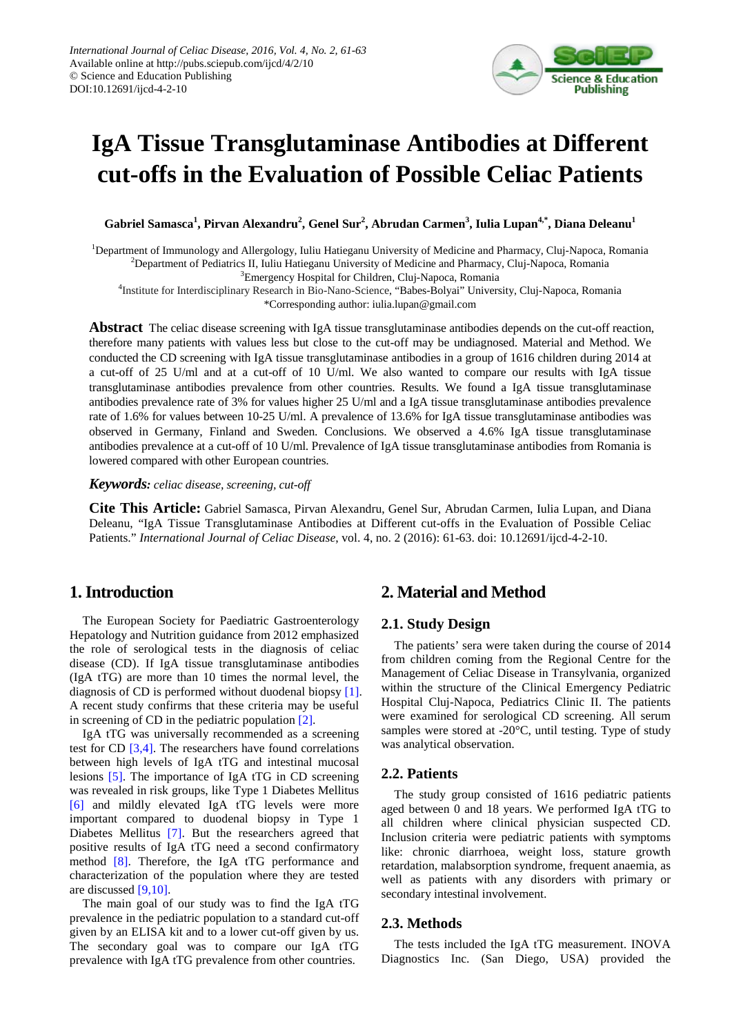# IgA Tissue Transglutaminase Antibodies at Different cut-offs in the Evaluation of Possible Celiac Patients

**Gabriel Samasca[1], Pirvan Alexandru[2], Genel Sur[2], Abrudan Carmen[3], Iulia Lupan[4,*], Diana Deleanu[1]**

[1]Department of Immunology and Allergology, Iuliu Hatieganu University of Medicine and Pharmacy, Cluj-Napoca, Romania
[2]Department of Pediatrics II, Iuliu Hatieganu University of Medicine and Pharmacy, Cluj-Napoca, Romania
[3]Emergency Hospital for Children, Cluj-Napoca, Romania
[4]Institute for Interdisciplinary Research in Bio-Nano-Science, "Babes-Bolyai" University, Cluj-Napoca, Romania
*Corresponding author: iulia.lupan@gmail.com

**Abstract** The celiac disease screening with IgA tissue transglutaminase antibodies depends on the cut-off reaction, therefore many patients with values less but close to the cut-off may be undiagnosed. Material and Method. We conducted the CD screening with IgA tissue transglutaminase antibodies in a group of 1616 children during 2014 at a cut-off of 25 U/ml and at a cut-off of 10 U/ml. We also wanted to compare our results with IgA tissue transglutaminase antibodies prevalence from other countries. Results. We found a IgA tissue transglutaminase antibodies prevalence rate of 3% for values higher 25 U/ml and a IgA tissue transglutaminase antibodies prevalence rate of 1.6% for values between 10-25 U/ml. A prevalence of 13.6% for IgA tissue transglutaminase antibodies was observed in Germany, Finland and Sweden. Conclusions. We observed a 4.6% IgA tissue transglutaminase antibodies prevalence at a cut-off of 10 U/ml. Prevalence of IgA tissue transglutaminase antibodies from Romania is lowered compared with other European countries.

***Keywords:*** *celiac disease, screening, cut-off*

**Cite This Article:** Gabriel Samasca, Pirvan Alexandru, Genel Sur, Abrudan Carmen, Iulia Lupan, and Diana Deleanu, "IgA Tissue Transglutaminase Antibodies at Different cut-offs in the Evaluation of Possible Celiac Patients." *International Journal of Celiac Disease*, vol. 4, no. 2 (2016): 61-63. doi: 10.12691/ijcd-4-2-10.

## 1. Introduction

The European Society for Paediatric Gastroenterology Hepatology and Nutrition guidance from 2012 emphasized the role of serological tests in the diagnosis of celiac disease (CD). If IgA tissue transglutaminase antibodies (IgA tTG) are more than 10 times the normal level, the diagnosis of CD is performed without duodenal biopsy [1]. A recent study confirms that these criteria may be useful in screening of CD in the pediatric population [2].

IgA tTG was universally recommended as a screening test for CD [3,4]. The researchers have found correlations between high levels of IgA tTG and intestinal mucosal lesions [5]. The importance of IgA tTG in CD screening was revealed in risk groups, like Type 1 Diabetes Mellitus [6] and mildly elevated IgA tTG levels were more important compared to duodenal biopsy in Type 1 Diabetes Mellitus [7]. But the researchers agreed that positive results of IgA tTG need a second confirmatory method [8]. Therefore, the IgA tTG performance and characterization of the population where they are tested are discussed [9,10].

The main goal of our study was to find the IgA tTG prevalence in the pediatric population to a standard cut-off given by an ELISA kit and to a lower cut-off given by us. The secondary goal was to compare our IgA tTG prevalence with IgA tTG prevalence from other countries.

## 2. Material and Method

### 2.1. Study Design

The patients' sera were taken during the course of 2014 from children coming from the Regional Centre for the Management of Celiac Disease in Transylvania, organized within the structure of the Clinical Emergency Pediatric Hospital Cluj-Napoca, Pediatrics Clinic II. The patients were examined for serological CD screening. All serum samples were stored at -20°C, until testing. Type of study was analytical observation.

### 2.2. Patients

The study group consisted of 1616 pediatric patients aged between 0 and 18 years. We performed IgA tTG to all children where clinical physician suspected CD. Inclusion criteria were pediatric patients with symptoms like: chronic diarrhoea, weight loss, stature growth retardation, malabsorption syndrome, frequent anaemia, as well as patients with any disorders with primary or secondary intestinal involvement.

### 2.3. Methods

The tests included the IgA tTG measurement. INOVA Diagnostics Inc. (San Diego, USA) provided the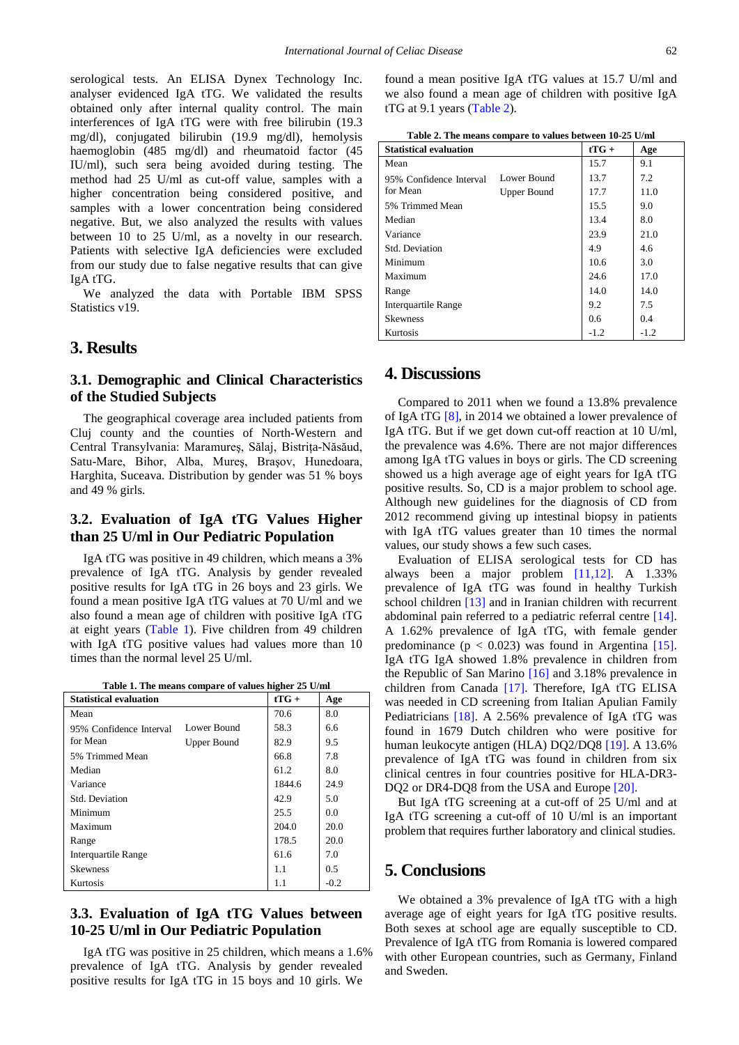serological tests. An ELISA Dynex Technology Inc. analyser evidenced IgA tTG. We validated the results obtained only after internal quality control. The main interferences of IgA tTG were with free bilirubin (19.3 mg/dl), conjugated bilirubin (19.9 mg/dl), hemolysis haemoglobin (485 mg/dl) and rheumatoid factor (45 IU/ml), such sera being avoided during testing. The method had 25 U/ml as cut-off value, samples with a higher concentration being considered positive, and samples with a lower concentration being considered negative. But, we also analyzed the results with values between 10 to 25 U/ml, as a novelty in our research. Patients with selective IgA deficiencies were excluded from our study due to false negative results that can give IgA tTG.

We analyzed the data with Portable IBM SPSS Statistics v19.

## 3. Results

### 3.1. Demographic and Clinical Characteristics of the Studied Subjects

The geographical coverage area included patients from Cluj county and the counties of North-Western and Central Transylvania: Maramureș, Sălaj, Bistrița-Năsăud, Satu-Mare, Bihor, Alba, Mureș, Brașov, Hunedoara, Harghita, Suceava. Distribution by gender was 51 % boys and 49 % girls.

### 3.2. Evaluation of IgA tTG Values Higher than 25 U/ml in Our Pediatric Population

IgA tTG was positive in 49 children, which means a 3% prevalence of IgA tTG. Analysis by gender revealed positive results for IgA tTG in 26 boys and 23 girls. We found a mean positive IgA tTG values at 70 U/ml and we also found a mean age of children with positive IgA tTG at eight years (Table 1). Five children from 49 children with IgA tTG positive values had values more than 10 times than the normal level 25 U/ml.

**Table 1. The means compare of values higher 25 U/ml**

| Statistical evaluation | | tTG + | Age |
|---|---|---|---|
| Mean | | 70.6 | 8.0 |
| 95% Confidence Interval for Mean | Lower Bound | 58.3 | 6.6 |
| | Upper Bound | 82.9 | 9.5 |
| 5% Trimmed Mean | | 66.8 | 7.8 |
| Median | | 61.2 | 8.0 |
| Variance | | 1844.6 | 24.9 |
| Std. Deviation | | 42.9 | 5.0 |
| Minimum | | 25.5 | 0.0 |
| Maximum | | 204.0 | 20.0 |
| Range | | 178.5 | 20.0 |
| Interquartile Range | | 61.6 | 7.0 |
| Skewness | | 1.1 | 0.5 |
| Kurtosis | | 1.1 | -0.2 |

### 3.3. Evaluation of IgA tTG Values between 10-25 U/ml in Our Pediatric Population

IgA tTG was positive in 25 children, which means a 1.6% prevalence of IgA tTG. Analysis by gender revealed positive results for IgA tTG in 15 boys and 10 girls. We found a mean positive IgA tTG values at 15.7 U/ml and we also found a mean age of children with positive IgA tTG at 9.1 years (Table 2).

**Table 2. The means compare to values between 10-25 U/ml**

| Statistical evaluation | | tTG + | Age |
|---|---|---|---|
| Mean | | 15.7 | 9.1 |
| 95% Confidence Interval for Mean | Lower Bound | 13.7 | 7.2 |
| | Upper Bound | 17.7 | 11.0 |
| 5% Trimmed Mean | | 15.5 | 9.0 |
| Median | | 13.4 | 8.0 |
| Variance | | 23.9 | 21.0 |
| Std. Deviation | | 4.9 | 4.6 |
| Minimum | | 10.6 | 3.0 |
| Maximum | | 24.6 | 17.0 |
| Range | | 14.0 | 14.0 |
| Interquartile Range | | 9.2 | 7.5 |
| Skewness | | 0.6 | 0.4 |
| Kurtosis | | -1.2 | -1.2 |

## 4. Discussions

Compared to 2011 when we found a 13.8% prevalence of IgA tTG [8], in 2014 we obtained a lower prevalence of IgA tTG. But if we get down cut-off reaction at 10 U/ml, the prevalence was 4.6%. There are not major differences among IgA tTG values in boys or girls. The CD screening showed us a high average age of eight years for IgA tTG positive results. So, CD is a major problem to school age. Although new guidelines for the diagnosis of CD from 2012 recommend giving up intestinal biopsy in patients with IgA tTG values greater than 10 times the normal values, our study shows a few such cases.

Evaluation of ELISA serological tests for CD has always been a major problem [11,12]. A 1.33% prevalence of IgA tTG was found in healthy Turkish school children [13] and in Iranian children with recurrent abdominal pain referred to a pediatric referral centre [14]. A 1.62% prevalence of IgA tTG, with female gender predominance ($p < 0.023$) was found in Argentina [15]. IgA tTG IgA showed 1.8% prevalence in children from the Republic of San Marino [16] and 3.18% prevalence in children from Canada [17]. Therefore, IgA tTG ELISA was needed in CD screening from Italian Apulian Family Pediatricians [18]. A 2.56% prevalence of IgA tTG was found in 1679 Dutch children who were positive for human leukocyte antigen (HLA) DQ2/DQ8 [19]. A 13.6% prevalence of IgA tTG was found in children from six clinical centres in four countries positive for HLA-DR3-DQ2 or DR4-DQ8 from the USA and Europe [20].

But IgA tTG screening at a cut-off of 25 U/ml and at IgA tTG screening a cut-off of 10 U/ml is an important problem that requires further laboratory and clinical studies.

## 5. Conclusions

We obtained a 3% prevalence of IgA tTG with a high average age of eight years for IgA tTG positive results. Both sexes at school age are equally susceptible to CD. Prevalence of IgA tTG from Romania is lowered compared with other European countries, such as Germany, Finland and Sweden.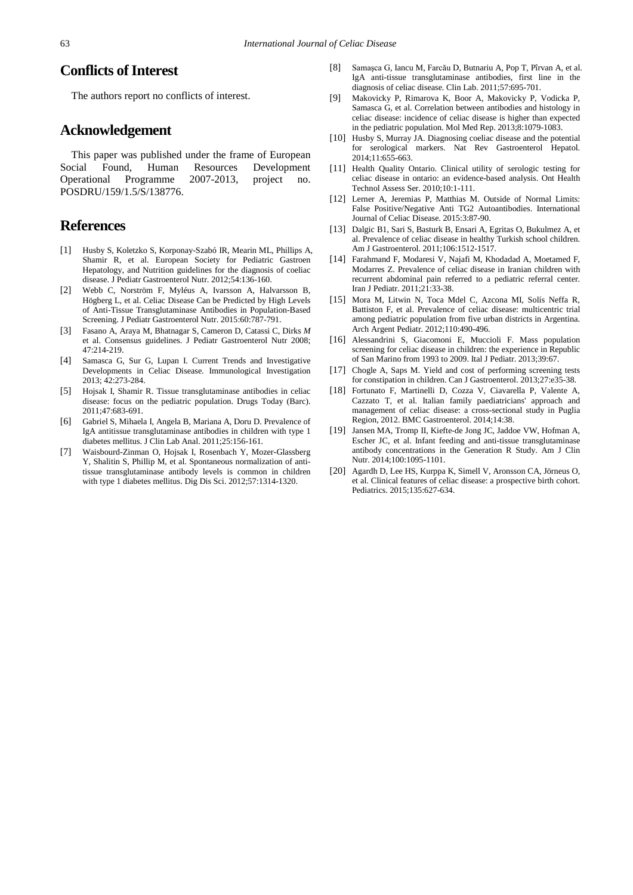## Conflicts of Interest

The authors report no conflicts of interest.

## Acknowledgement

This paper was published under the frame of European Social Found, Human Resources Development Operational Programme 2007-2013, project no. POSDRU/159/1.5/S/138776.

## References

[1] Husby S, Koletzko S, Korponay-Szabó IR, Mearin ML, Phillips A, Shamir R, et al. European Society for Pediatric Gastroen Hepatology, and Nutrition guidelines for the diagnosis of coeliac disease. J Pediatr Gastroenterol Nutr. 2012;54:136-160.

[2] Webb C, Norström F, Myléus A, Ivarsson A, Halvarsson B, Högberg L, et al. Celiac Disease Can be Predicted by High Levels of Anti-Tissue Transglutaminase Antibodies in Population-Based Screening. J Pediatr Gastroenterol Nutr. 2015:60:787-791.

[3] Fasano A, Araya M, Bhatnagar S, Cameron D, Catassi C, Dirks *M* et al. Consensus guidelines. J Pediatr Gastroenterol Nutr 2008; 47:214-219.

[4] Samasca G, Sur G, Lupan I. Current Trends and Investigative Developments in Celiac Disease. Immunological Investigation 2013; 42:273-284.

[5] Hojsak I, Shamir R. Tissue transglutaminase antibodies in celiac disease: focus on the pediatric population. Drugs Today (Barc). 2011;47:683-691.

[6] Gabriel S, Mihaela I, Angela B, Mariana A, Doru D. Prevalence of IgA antitissue transglutaminase antibodies in children with type 1 diabetes mellitus. J Clin Lab Anal. 2011;25:156-161.

[7] Waisbourd-Zinman O, Hojsak I, Rosenbach Y, Mozer-Glassberg Y, Shalitin S, Phillip M, et al. Spontaneous normalization of anti-tissue transglutaminase antibody levels is common in children with type 1 diabetes mellitus. Dig Dis Sci. 2012;57:1314-1320.

[8] Samaşca G, Iancu M, Farcău D, Butnariu A, Pop T, Pîrvan A, et al. IgA anti-tissue transglutaminase antibodies, first line in the diagnosis of celiac disease. Clin Lab. 2011;57:695-701.

[9] Makovicky P, Rimarova K, Boor A, Makovicky P, Vodicka P, Samasca G, et al. Correlation between antibodies and histology in celiac disease: incidence of celiac disease is higher than expected in the pediatric population. Mol Med Rep. 2013;8:1079-1083.

[10] Husby S, Murray JA. Diagnosing coeliac disease and the potential for serological markers. Nat Rev Gastroenterol Hepatol. 2014;11:655-663.

[11] Health Quality Ontario. Clinical utility of serologic testing for celiac disease in ontario: an evidence-based analysis. Ont Health Technol Assess Ser. 2010;10:1-111.

[12] Lerner A, Jeremias P, Matthias M. Outside of Normal Limits: False Positive/Negative Anti TG2 Autoantibodies. International Journal of Celiac Disease. 2015:3:87-90.

[13] Dalgic B1, Sari S, Basturk B, Ensari A, Egritas O, Bukulmez A, et al. Prevalence of celiac disease in healthy Turkish school children. Am J Gastroenterol. 2011;106:1512-1517.

[14] Farahmand F, Modaresi V, Najafi M, Khodadad A, Moetamed F, Modarres Z. Prevalence of celiac disease in Iranian children with recurrent abdominal pain referred to a pediatric referral center. Iran J Pediatr. 2011;21:33-38.

[15] Mora M, Litwin N, Toca Mdel C, Azcona MI, Solís Neffa R, Battiston F, et al. Prevalence of celiac disease: multicentric trial among pediatric population from five urban districts in Argentina. Arch Argent Pediatr. 2012;110:490-496.

[16] Alessandrini S, Giacomoni E, Muccioli F. Mass population screening for celiac disease in children: the experience in Republic of San Marino from 1993 to 2009. Ital J Pediatr. 2013;39:67.

[17] Chogle A, Saps M. Yield and cost of performing screening tests for constipation in children. Can J Gastroenterol. 2013;27:e35-38.

[18] Fortunato F, Martinelli D, Cozza V, Ciavarella P, Valente A, Cazzato T, et al. Italian family paediatricians' approach and management of celiac disease: a cross-sectional study in Puglia Region, 2012. BMC Gastroenterol. 2014;14:38.

[19] Jansen MA, Tromp II, Kiefte-de Jong JC, Jaddoe VW, Hofman A, Escher JC, et al. Infant feeding and anti-tissue transglutaminase antibody concentrations in the Generation R Study. Am J Clin Nutr. 2014;100:1095-1101.

[20] Agardh D, Lee HS, Kurppa K, Simell V, Aronsson CA, Jörneus O, et al. Clinical features of celiac disease: a prospective birth cohort. Pediatrics. 2015;135:627-634.